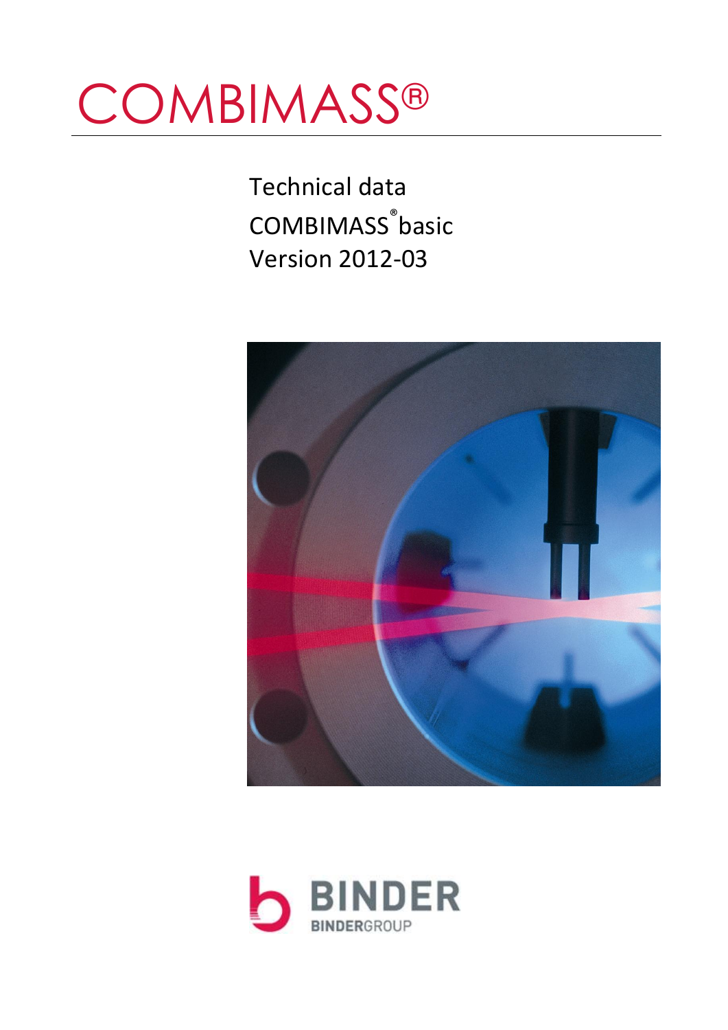# COMBIMASS®

Technical data

COMBIMASS® basic

Version 2012-03

BINDER

BINDERGROUP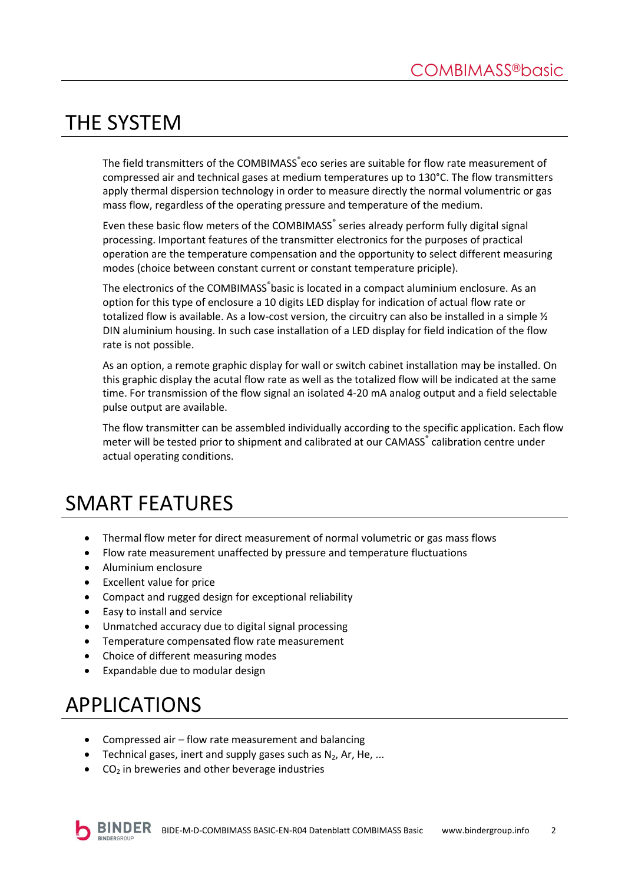# THE SYSTEM

The field transmitters of the COMBIMASS® eco series are suitable for flow rate measurement of compressed air and technical gases at medium temperatures up to 130°C. The flow transmitters apply thermal dispersion technology in order to measure directly the normal volumentric or gas mass flow, regardless of the operating pressure and temperature of the medium.

Even these basic flow meters of the COMBIMASS® series already perform fully digital signal processing. Important features of the transmitter electronics for the purposes of practical operation are the temperature compensation and the opportunity to select different measuring modes (choice between constant current or constant temperature priciple).

The electronics of the COMBIMASS®basic is located in a compact aluminium enclosure. As an option for this type of enclosure a 10 digits LED display for indication of actual flow rate or totalized flow is available. As a low-cost version, the circuitry can also be installed in a simple ½ DIN aluminium housing. In such case installation of a LED display for field indication of the flow rate is not possible.

As an option, a remote graphic display for wall or switch cabinet installation may be installed. On this graphic display the acutal flow rate as well as the totalized flow will be indicated at the same time. For transmission of the flow signal an isolated 4-20 mA analog output and a field selectable pulse output are available.

The flow transmitter can be assembled individually according to the specific application. Each flow meter will be tested prior to shipment and calibrated at our CAMASS® calibration centre under actual operating conditions.

# SMART FEATURES

- Thermal flow meter for direct measurement of normal volumetric or gas mass flows
- Flow rate measurement unaffected by pressure and temperature fluctuations
- Aluminium enclosure
- Excellent value for price
- Compact and rugged design for exceptional reliability
- Easy to install and service
- Unmatched accuracy due to digital signal processing
- Temperature compensated flow rate measurement
- Choice of different measuring modes
- Expandable due to modular design

# APPLICATIONS

- Compressed air – flow rate measurement and balancing
- Technical gases, inert and supply gases such as $N_2$, Ar, He, ...
- $CO_2$ in breweries and other beverage industries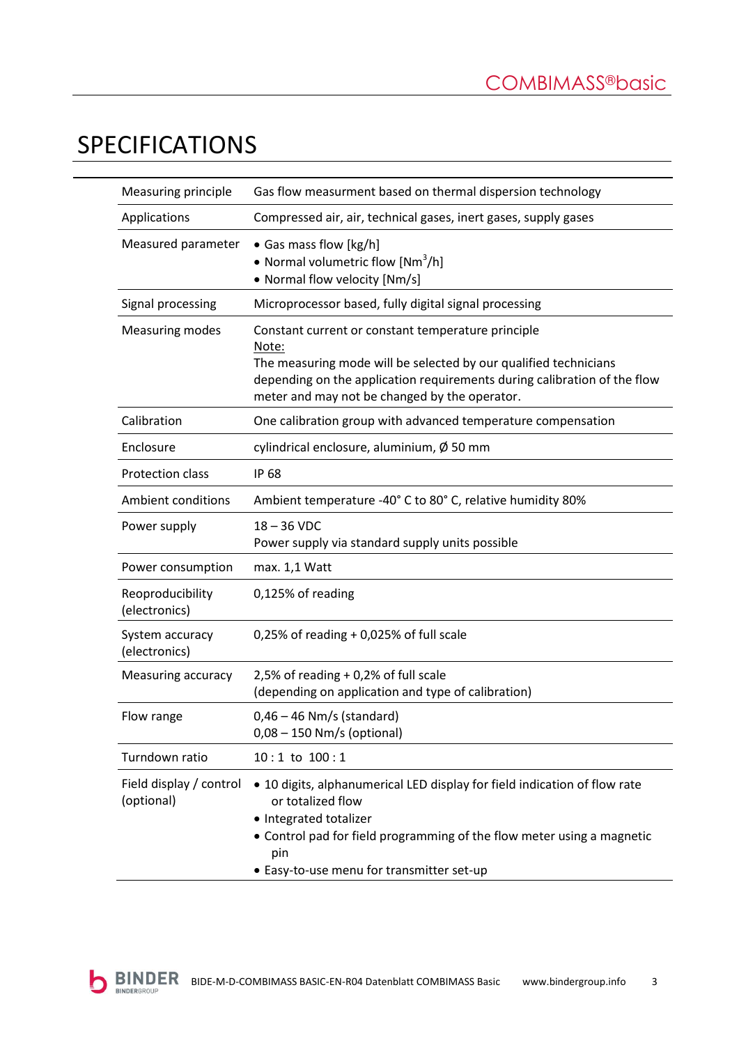# SPECIFICATIONS

| | |
|---|---|
| Measuring principle | Gas flow measurment based on thermal dispersion technology |
| Applications | Compressed air, air, technical gases, inert gases, supply gases |
| Measured parameter | • Gas mass flow [kg/h]<br>• Normal volumetric flow [$Nm^3$/h]<br>• Normal flow velocity [Nm/s] |
| Signal processing | Microprocessor based, fully digital signal processing |
| Measuring modes | Constant current or constant temperature principle<br>Note:<br>The measuring mode will be selected by our qualified technicians depending on the application requirements during calibration of the flow meter and may not be changed by the operator. |
| Calibration | One calibration group with advanced temperature compensation |
| Enclosure | cylindrical enclosure, aluminium, Ø 50 mm |
| Protection class | IP 68 |
| Ambient conditions | Ambient temperature -40° C to 80° C, relative humidity 80% |
| Power supply | 18 – 36 VDC<br>Power supply via standard supply units possible |
| Power consumption | max. 1,1 Watt |
| Reoproducibility (electronics) | 0,125% of reading |
| System accuracy (electronics) | 0,25% of reading + 0,025% of full scale |
| Measuring accuracy | 2,5% of reading + 0,2% of full scale<br>(depending on application and type of calibration) |
| Flow range | 0,46 – 46 Nm/s (standard)<br>0,08 – 150 Nm/s (optional) |
| Turndown ratio | 10 : 1 to 100 : 1 |
| Field display / control (optional) | • 10 digits, alphanumerical LED display for field indication of flow rate or totalized flow<br>• Integrated totalizer<br>• Control pad for field programming of the flow meter using a magnetic pin<br>• Easy-to-use menu for transmitter set-up |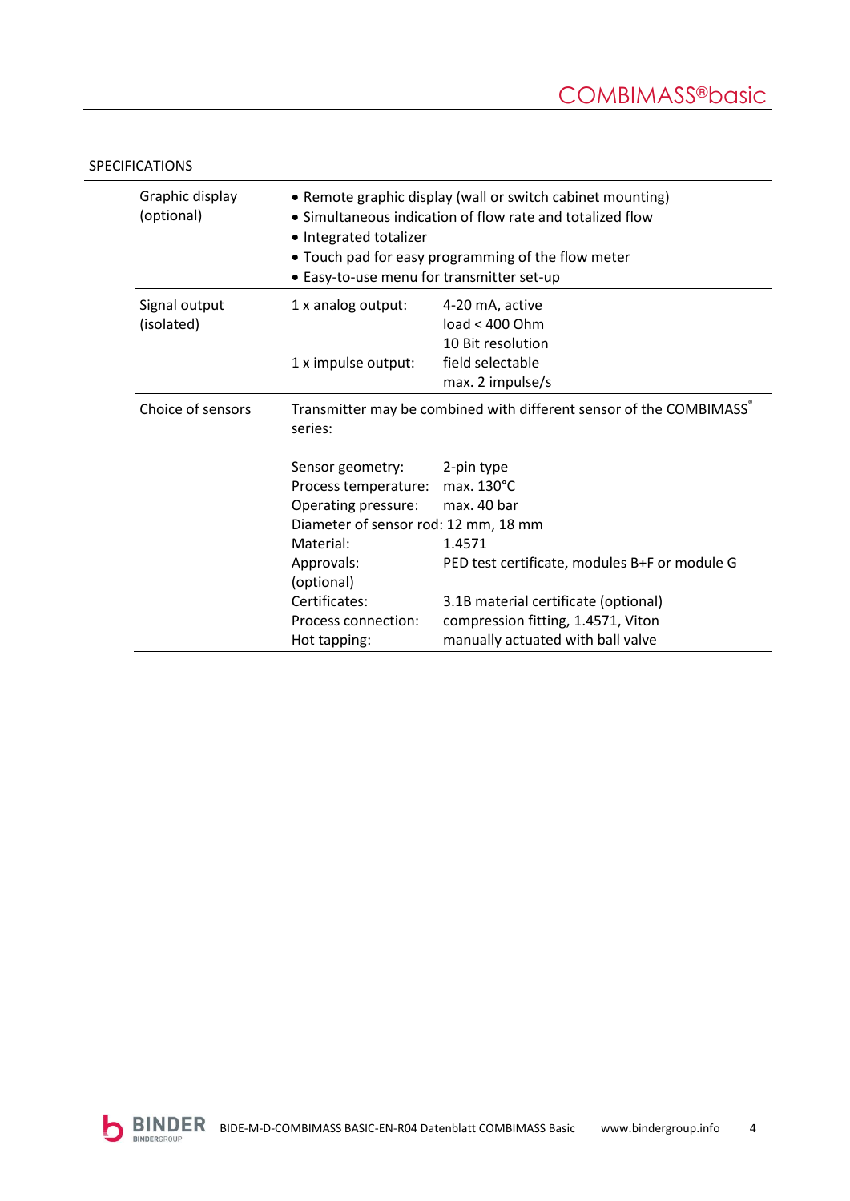## SPECIFICATIONS

| | | |
|---|---|---|
| Graphic display (optional) | • Remote graphic display (wall or switch cabinet mounting)<br>• Simultaneous indication of flow rate and totalized flow<br>• Integrated totalizer<br>• Touch pad for easy programming of the flow meter<br>• Easy-to-use menu for transmitter set-up | |
| Signal output (isolated) | 1 x analog output: | 4-20 mA, active<br>load < 400 Ohm<br>10 Bit resolution |
| | 1 x impulse output: | field selectable<br>max. 2 impulse/s |
| Choice of sensors | Transmitter may be combined with different sensor of the COMBIMASS® series: | |
| | Sensor geometry: | 2-pin type |
| | Process temperature: | max. 130°C |
| | Operating pressure: | max. 40 bar |
| | Diameter of sensor rod: | 12 mm, 18 mm |
| | Material: | 1.4571 |
| | Approvals: (optional) | PED test certificate, modules B+F or module G |
| | Certificates: | 3.1B material certificate (optional) |
| | Process connection: | compression fitting, 1.4571, Viton |
| | Hot tapping: | manually actuated with ball valve |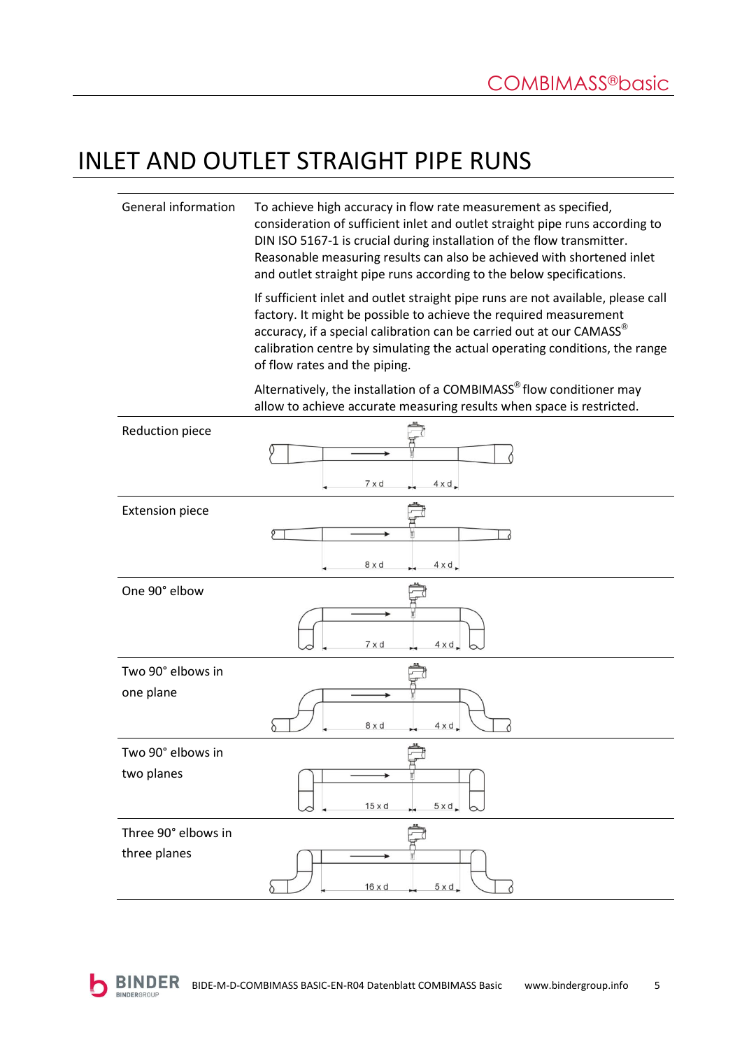# INLET AND OUTLET STRAIGHT PIPE RUNS

| | |
|---|---|
| General information | To achieve high accuracy in flow rate measurement as specified, consideration of sufficient inlet and outlet straight pipe runs according to DIN ISO 5167-1 is crucial during installation of the flow transmitter. Reasonable measuring results can also be achieved with shortened inlet and outlet straight pipe runs according to the below specifications.<br><br>If sufficient inlet and outlet straight pipe runs are not available, please call factory. It might be possible to achieve the required measurement accuracy, if a special calibration can be carried out at our CAMASS® calibration centre by simulating the actual operating conditions, the range of flow rates and the piping.<br><br>Alternatively, the installation of a COMBIMASS® flow conditioner may allow to achieve accurate measuring results when space is restricted. |
| Reduction piece | 7 x d — 4 x d |
| Extension piece | 8 x d — 4 x d |
| One 90° elbow | 7 x d — 4 x d |
| Two 90° elbows in one plane | 8 x d — 4 x d |
| Two 90° elbows in two planes | 15 x d — 5 x d |
| Three 90° elbows in three planes | 16 x d — 5 x d |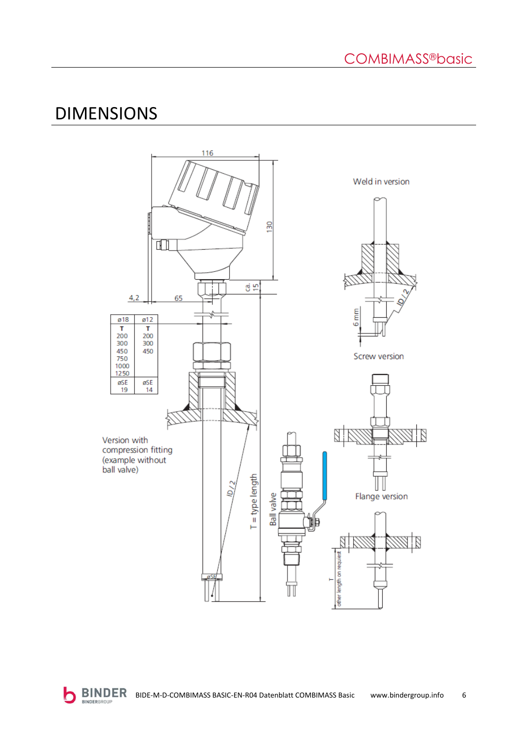# DIMENSIONS

| ø18 | ø12 |
|---|---|
| T | T |
| 200 | 200 |
| 300 | 300 |
| 450 | 450 |
| 750 | |
| 1000 | |
| 1250 | |
| øSE | øSE |
| 19 | 14 |

116

130

4,2

65

ca. 15

Version with compression fitting (example without ball valve)

ID/2

øSE

T = type length

Ball valve

Weld in version

6 mm

ID/2

Screw version

Flange version

T

other length on request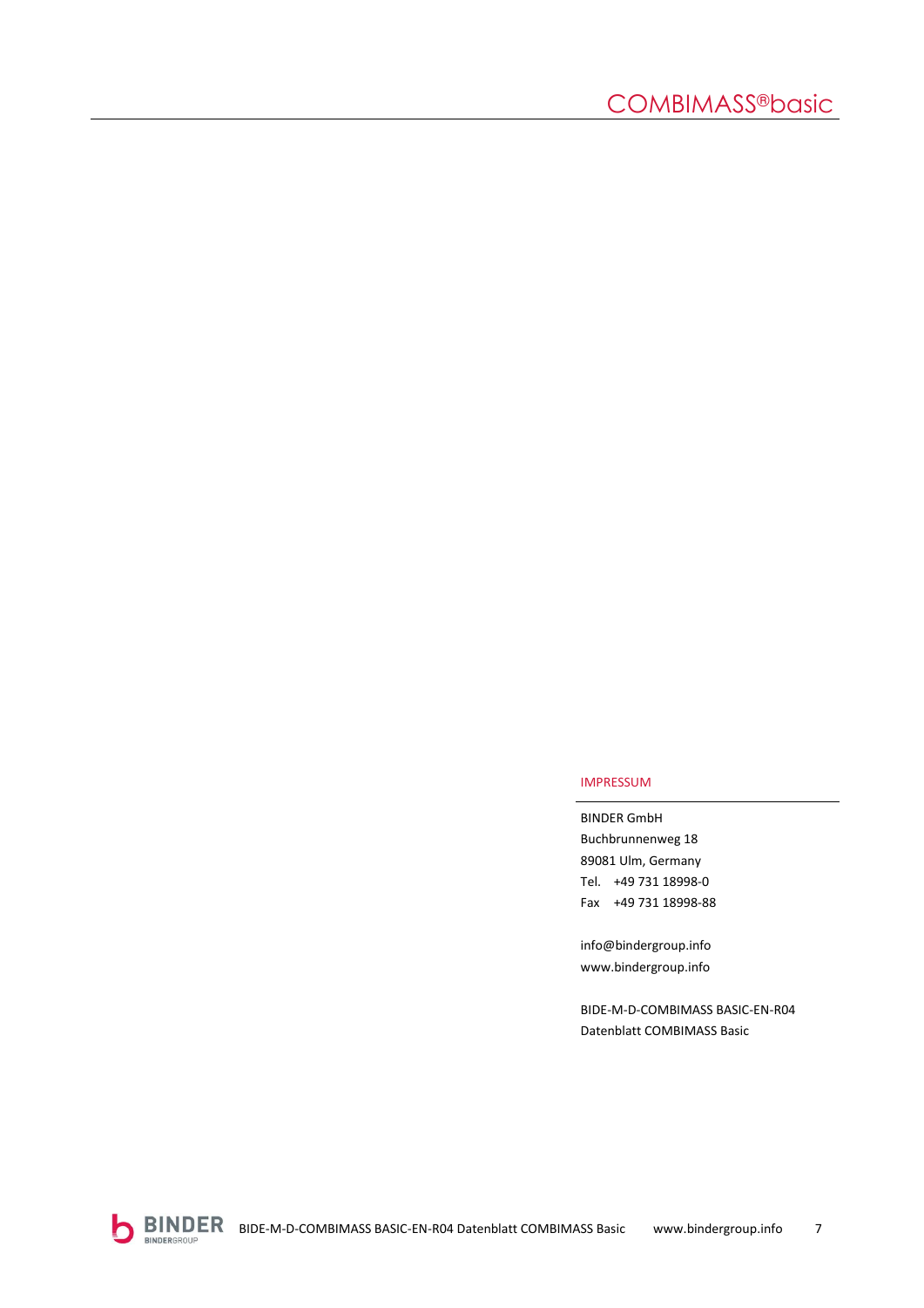## IMPRESSUM

BINDER GmbH
Buchbrunnenweg 18
89081 Ulm, Germany
Tel. +49 731 18998-0
Fax +49 731 18998-88

info@bindergroup.info
www.bindergroup.info

BIDE-M-D-COMBIMASS BASIC-EN-R04
Datenblatt COMBIMASS Basic